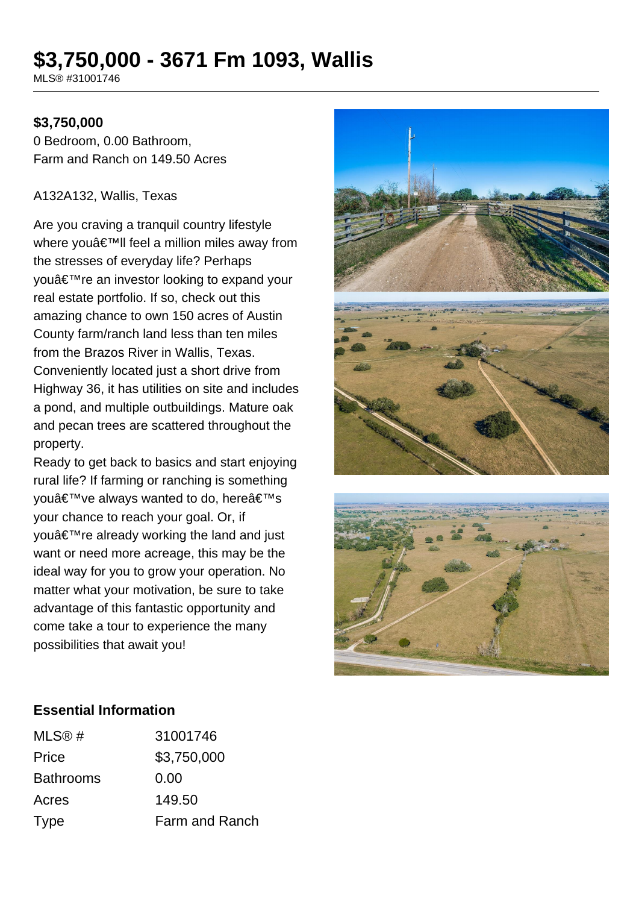# $3,750,000 - 3671 Fm 1093, Wallis

MLS® #31001746

**$3,750,000**

0 Bedroom, 0.00 Bathroom,
Farm and Ranch on 149.50 Acres

A132A132, Wallis, Texas

Are you craving a tranquil country lifestyle where youâ€™ll feel a million miles away from the stresses of everyday life? Perhaps youâ€™re an investor looking to expand your real estate portfolio. If so, check out this amazing chance to own 150 acres of Austin County farm/ranch land less than ten miles from the Brazos River in Wallis, Texas. Conveniently located just a short drive from Highway 36, it has utilities on site and includes a pond, and multiple outbuildings. Mature oak and pecan trees are scattered throughout the property.
Ready to get back to basics and start enjoying rural life? If farming or ranching is something youâ€™ve always wanted to do, hereâ€™s your chance to reach your goal. Or, if youâ€™re already working the land and just want or need more acreage, this may be the ideal way for you to grow your operation. No matter what your motivation, be sure to take advantage of this fantastic opportunity and come take a tour to experience the many possibilities that await you!

## Essential Information

| | |
|---|---|
| MLS® # | 31001746 |
| Price | $3,750,000 |
| Bathrooms | 0.00 |
| Acres | 149.50 |
| Type | Farm and Ranch |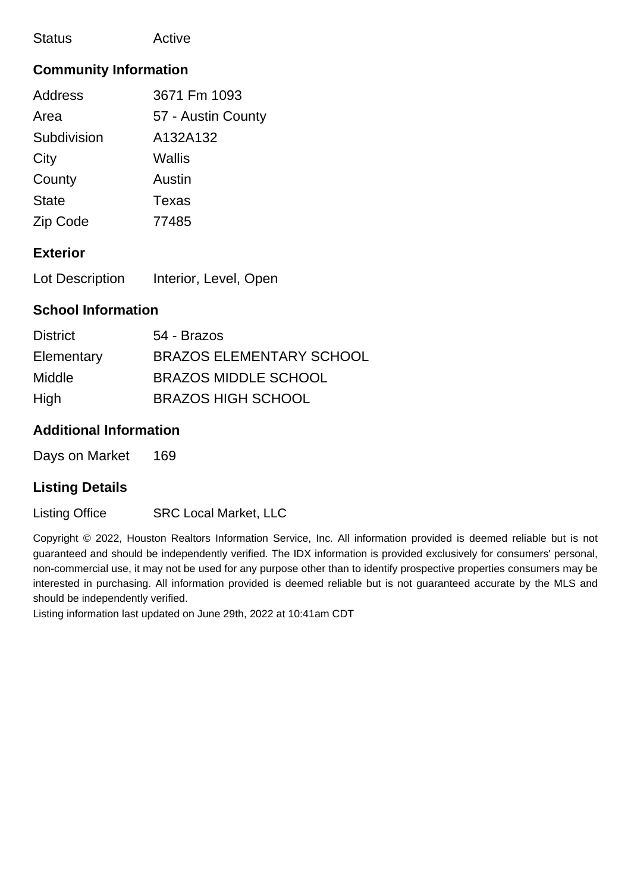| | |
|---|---|
| Status | Active |

## Community Information

| | |
|---|---|
| Address | 3671 Fm 1093 |
| Area | 57 - Austin County |
| Subdivision | A132A132 |
| City | Wallis |
| County | Austin |
| State | Texas |
| Zip Code | 77485 |

## Exterior

| | |
|---|---|
| Lot Description | Interior, Level, Open |

## School Information

| | |
|---|---|
| District | 54 - Brazos |
| Elementary | BRAZOS ELEMENTARY SCHOOL |
| Middle | BRAZOS MIDDLE SCHOOL |
| High | BRAZOS HIGH SCHOOL |

## Additional Information

| | |
|---|---|
| Days on Market | 169 |

## Listing Details

| | |
|---|---|
| Listing Office | SRC Local Market, LLC |

Copyright © 2022, Houston Realtors Information Service, Inc. All information provided is deemed reliable but is not guaranteed and should be independently verified. The IDX information is provided exclusively for consumers' personal, non-commercial use, it may not be used for any purpose other than to identify prospective properties consumers may be interested in purchasing. All information provided is deemed reliable but is not guaranteed accurate by the MLS and should be independently verified.

Listing information last updated on June 29th, 2022 at 10:41am CDT